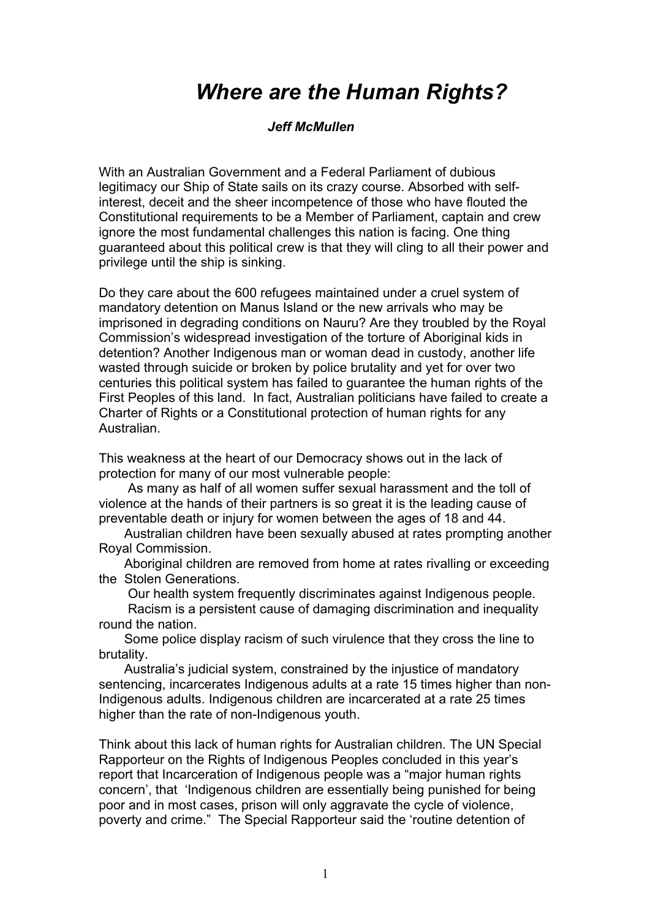# *Where are the Human Rights?*

***Jeff McMullen***

With an Australian Government and a Federal Parliament of dubious legitimacy our Ship of State sails on its crazy course. Absorbed with self-interest, deceit and the sheer incompetence of those who have flouted the Constitutional requirements to be a Member of Parliament, captain and crew ignore the most fundamental challenges this nation is facing. One thing guaranteed about this political crew is that they will cling to all their power and privilege until the ship is sinking.

Do they care about the 600 refugees maintained under a cruel system of mandatory detention on Manus Island or the new arrivals who may be imprisoned in degrading conditions on Nauru? Are they troubled by the Royal Commission's widespread investigation of the torture of Aboriginal kids in detention? Another Indigenous man or woman dead in custody, another life wasted through suicide or broken by police brutality and yet for over two centuries this political system has failed to guarantee the human rights of the First Peoples of this land. In fact, Australian politicians have failed to create a Charter of Rights or a Constitutional protection of human rights for any Australian.

This weakness at the heart of our Democracy shows out in the lack of protection for many of our most vulnerable people:

As many as half of all women suffer sexual harassment and the toll of violence at the hands of their partners is so great it is the leading cause of preventable death or injury for women between the ages of 18 and 44.

Australian children have been sexually abused at rates prompting another Royal Commission.

Aboriginal children are removed from home at rates rivalling or exceeding the Stolen Generations.

Our health system frequently discriminates against Indigenous people.

Racism is a persistent cause of damaging discrimination and inequality round the nation.

Some police display racism of such virulence that they cross the line to brutality.

Australia's judicial system, constrained by the injustice of mandatory sentencing, incarcerates Indigenous adults at a rate 15 times higher than non-Indigenous adults. Indigenous children are incarcerated at a rate 25 times higher than the rate of non-Indigenous youth.

Think about this lack of human rights for Australian children. The UN Special Rapporteur on the Rights of Indigenous Peoples concluded in this year's report that Incarceration of Indigenous people was a "major human rights concern', that 'Indigenous children are essentially being punished for being poor and in most cases, prison will only aggravate the cycle of violence, poverty and crime." The Special Rapporteur said the 'routine detention of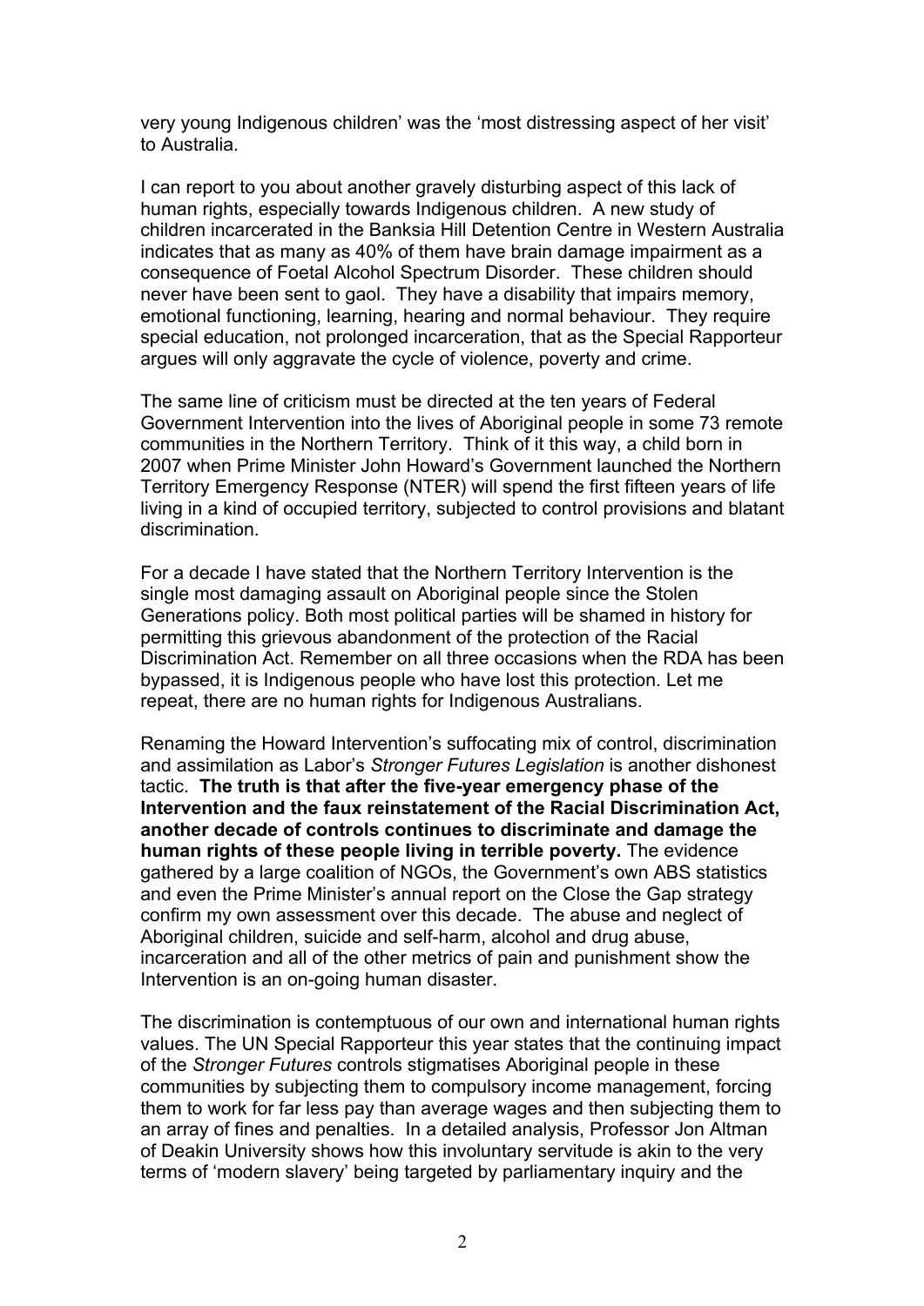very young Indigenous children' was the 'most distressing aspect of her visit' to Australia.

I can report to you about another gravely disturbing aspect of this lack of human rights, especially towards Indigenous children. A new study of children incarcerated in the Banksia Hill Detention Centre in Western Australia indicates that as many as 40% of them have brain damage impairment as a consequence of Foetal Alcohol Spectrum Disorder. These children should never have been sent to gaol. They have a disability that impairs memory, emotional functioning, learning, hearing and normal behaviour. They require special education, not prolonged incarceration, that as the Special Rapporteur argues will only aggravate the cycle of violence, poverty and crime.

The same line of criticism must be directed at the ten years of Federal Government Intervention into the lives of Aboriginal people in some 73 remote communities in the Northern Territory. Think of it this way, a child born in 2007 when Prime Minister John Howard's Government launched the Northern Territory Emergency Response (NTER) will spend the first fifteen years of life living in a kind of occupied territory, subjected to control provisions and blatant discrimination.

For a decade I have stated that the Northern Territory Intervention is the single most damaging assault on Aboriginal people since the Stolen Generations policy. Both most political parties will be shamed in history for permitting this grievous abandonment of the protection of the Racial Discrimination Act. Remember on all three occasions when the RDA has been bypassed, it is Indigenous people who have lost this protection. Let me repeat, there are no human rights for Indigenous Australians.

Renaming the Howard Intervention's suffocating mix of control, discrimination and assimilation as Labor's *Stronger Futures Legislation* is another dishonest tactic. **The truth is that after the five-year emergency phase of the Intervention and the faux reinstatement of the Racial Discrimination Act, another decade of controls continues to discriminate and damage the human rights of these people living in terrible poverty.** The evidence gathered by a large coalition of NGOs, the Government's own ABS statistics and even the Prime Minister's annual report on the Close the Gap strategy confirm my own assessment over this decade. The abuse and neglect of Aboriginal children, suicide and self-harm, alcohol and drug abuse, incarceration and all of the other metrics of pain and punishment show the Intervention is an on-going human disaster.

The discrimination is contemptuous of our own and international human rights values. The UN Special Rapporteur this year states that the continuing impact of the *Stronger Futures* controls stigmatises Aboriginal people in these communities by subjecting them to compulsory income management, forcing them to work for far less pay than average wages and then subjecting them to an array of fines and penalties. In a detailed analysis, Professor Jon Altman of Deakin University shows how this involuntary servitude is akin to the very terms of 'modern slavery' being targeted by parliamentary inquiry and the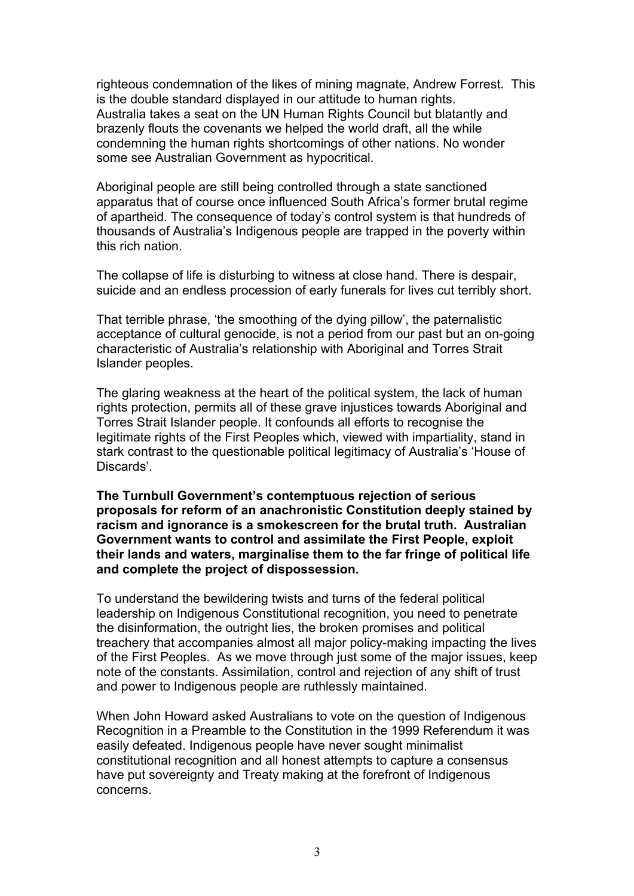righteous condemnation of the likes of mining magnate, Andrew Forrest. This is the double standard displayed in our attitude to human rights. Australia takes a seat on the UN Human Rights Council but blatantly and brazenly flouts the covenants we helped the world draft, all the while condemning the human rights shortcomings of other nations. No wonder some see Australian Government as hypocritical.

Aboriginal people are still being controlled through a state sanctioned apparatus that of course once influenced South Africa's former brutal regime of apartheid. The consequence of today's control system is that hundreds of thousands of Australia's Indigenous people are trapped in the poverty within this rich nation.

The collapse of life is disturbing to witness at close hand. There is despair, suicide and an endless procession of early funerals for lives cut terribly short.

That terrible phrase, 'the smoothing of the dying pillow', the paternalistic acceptance of cultural genocide, is not a period from our past but an on-going characteristic of Australia's relationship with Aboriginal and Torres Strait Islander peoples.

The glaring weakness at the heart of the political system, the lack of human rights protection, permits all of these grave injustices towards Aboriginal and Torres Strait Islander people. It confounds all efforts to recognise the legitimate rights of the First Peoples which, viewed with impartiality, stand in stark contrast to the questionable political legitimacy of Australia's 'House of Discards'.

**The Turnbull Government's contemptuous rejection of serious proposals for reform of an anachronistic Constitution deeply stained by racism and ignorance is a smokescreen for the brutal truth. Australian Government wants to control and assimilate the First People, exploit their lands and waters, marginalise them to the far fringe of political life and complete the project of dispossession.**

To understand the bewildering twists and turns of the federal political leadership on Indigenous Constitutional recognition, you need to penetrate the disinformation, the outright lies, the broken promises and political treachery that accompanies almost all major policy-making impacting the lives of the First Peoples. As we move through just some of the major issues, keep note of the constants. Assimilation, control and rejection of any shift of trust and power to Indigenous people are ruthlessly maintained.

When John Howard asked Australians to vote on the question of Indigenous Recognition in a Preamble to the Constitution in the 1999 Referendum it was easily defeated. Indigenous people have never sought minimalist constitutional recognition and all honest attempts to capture a consensus have put sovereignty and Treaty making at the forefront of Indigenous concerns.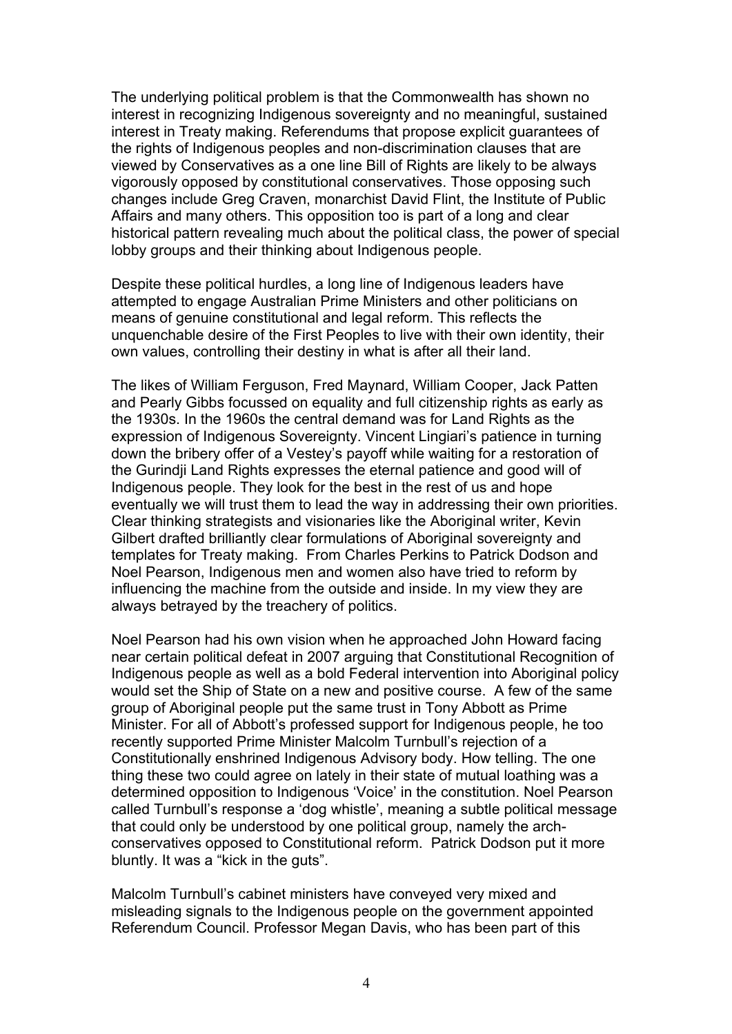The underlying political problem is that the Commonwealth has shown no interest in recognizing Indigenous sovereignty and no meaningful, sustained interest in Treaty making. Referendums that propose explicit guarantees of the rights of Indigenous peoples and non-discrimination clauses that are viewed by Conservatives as a one line Bill of Rights are likely to be always vigorously opposed by constitutional conservatives. Those opposing such changes include Greg Craven, monarchist David Flint, the Institute of Public Affairs and many others. This opposition too is part of a long and clear historical pattern revealing much about the political class, the power of special lobby groups and their thinking about Indigenous people.

Despite these political hurdles, a long line of Indigenous leaders have attempted to engage Australian Prime Ministers and other politicians on means of genuine constitutional and legal reform. This reflects the unquenchable desire of the First Peoples to live with their own identity, their own values, controlling their destiny in what is after all their land.

The likes of William Ferguson, Fred Maynard, William Cooper, Jack Patten and Pearly Gibbs focussed on equality and full citizenship rights as early as the 1930s. In the 1960s the central demand was for Land Rights as the expression of Indigenous Sovereignty. Vincent Lingiari's patience in turning down the bribery offer of a Vestey's payoff while waiting for a restoration of the Gurindji Land Rights expresses the eternal patience and good will of Indigenous people. They look for the best in the rest of us and hope eventually we will trust them to lead the way in addressing their own priorities. Clear thinking strategists and visionaries like the Aboriginal writer, Kevin Gilbert drafted brilliantly clear formulations of Aboriginal sovereignty and templates for Treaty making. From Charles Perkins to Patrick Dodson and Noel Pearson, Indigenous men and women also have tried to reform by influencing the machine from the outside and inside. In my view they are always betrayed by the treachery of politics.

Noel Pearson had his own vision when he approached John Howard facing near certain political defeat in 2007 arguing that Constitutional Recognition of Indigenous people as well as a bold Federal intervention into Aboriginal policy would set the Ship of State on a new and positive course. A few of the same group of Aboriginal people put the same trust in Tony Abbott as Prime Minister. For all of Abbott's professed support for Indigenous people, he too recently supported Prime Minister Malcolm Turnbull's rejection of a Constitutionally enshrined Indigenous Advisory body. How telling. The one thing these two could agree on lately in their state of mutual loathing was a determined opposition to Indigenous 'Voice' in the constitution. Noel Pearson called Turnbull's response a 'dog whistle', meaning a subtle political message that could only be understood by one political group, namely the arch-conservatives opposed to Constitutional reform. Patrick Dodson put it more bluntly. It was a "kick in the guts".

Malcolm Turnbull's cabinet ministers have conveyed very mixed and misleading signals to the Indigenous people on the government appointed Referendum Council. Professor Megan Davis, who has been part of this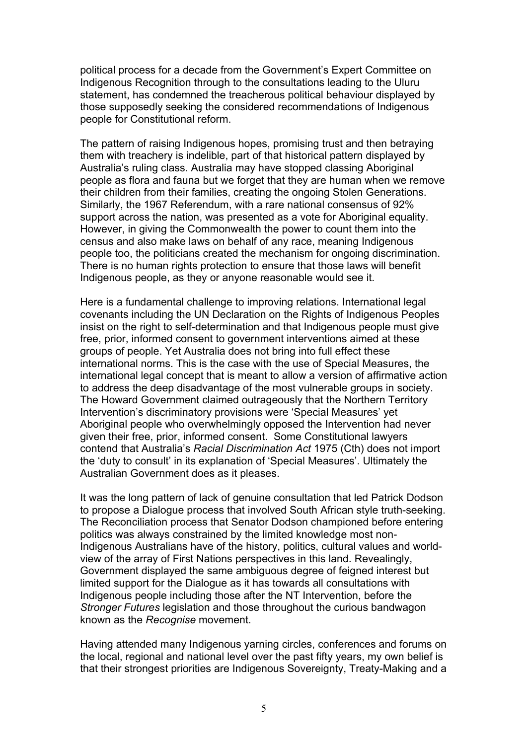political process for a decade from the Government's Expert Committee on Indigenous Recognition through to the consultations leading to the Uluru statement, has condemned the treacherous political behaviour displayed by those supposedly seeking the considered recommendations of Indigenous people for Constitutional reform.

The pattern of raising Indigenous hopes, promising trust and then betraying them with treachery is indelible, part of that historical pattern displayed by Australia's ruling class. Australia may have stopped classing Aboriginal people as flora and fauna but we forget that they are human when we remove their children from their families, creating the ongoing Stolen Generations. Similarly, the 1967 Referendum, with a rare national consensus of 92% support across the nation, was presented as a vote for Aboriginal equality. However, in giving the Commonwealth the power to count them into the census and also make laws on behalf of any race, meaning Indigenous people too, the politicians created the mechanism for ongoing discrimination. There is no human rights protection to ensure that those laws will benefit Indigenous people, as they or anyone reasonable would see it.

Here is a fundamental challenge to improving relations. International legal covenants including the UN Declaration on the Rights of Indigenous Peoples insist on the right to self-determination and that Indigenous people must give free, prior, informed consent to government interventions aimed at these groups of people. Yet Australia does not bring into full effect these international norms. This is the case with the use of Special Measures, the international legal concept that is meant to allow a version of affirmative action to address the deep disadvantage of the most vulnerable groups in society. The Howard Government claimed outrageously that the Northern Territory Intervention's discriminatory provisions were 'Special Measures' yet Aboriginal people who overwhelmingly opposed the Intervention had never given their free, prior, informed consent. Some Constitutional lawyers contend that Australia's *Racial Discrimination Act* 1975 (Cth) does not import the 'duty to consult' in its explanation of 'Special Measures'. Ultimately the Australian Government does as it pleases.

It was the long pattern of lack of genuine consultation that led Patrick Dodson to propose a Dialogue process that involved South African style truth-seeking. The Reconciliation process that Senator Dodson championed before entering politics was always constrained by the limited knowledge most non-Indigenous Australians have of the history, politics, cultural values and world-view of the array of First Nations perspectives in this land. Revealingly, Government displayed the same ambiguous degree of feigned interest but limited support for the Dialogue as it has towards all consultations with Indigenous people including those after the NT Intervention, before the *Stronger Futures* legislation and those throughout the curious bandwagon known as the *Recognise* movement.

Having attended many Indigenous yarning circles, conferences and forums on the local, regional and national level over the past fifty years, my own belief is that their strongest priorities are Indigenous Sovereignty, Treaty-Making and a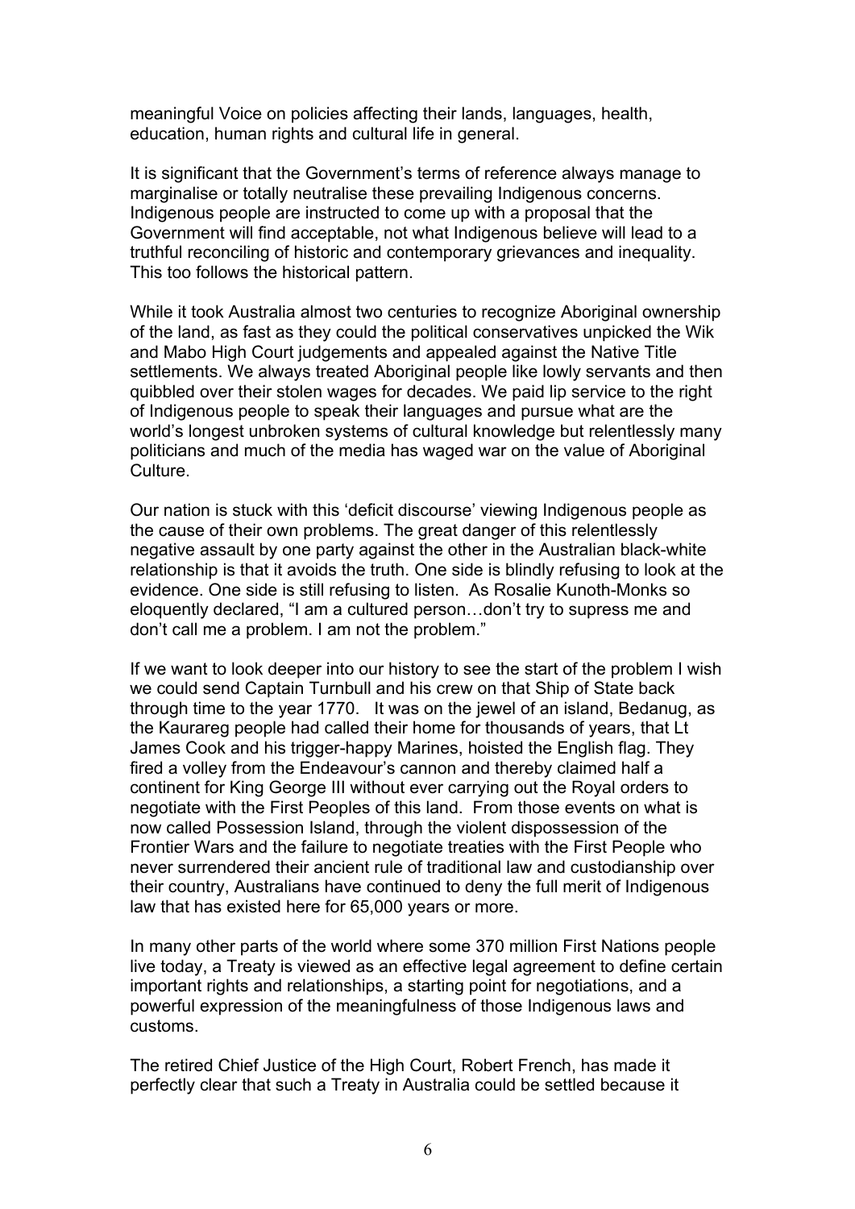meaningful Voice on policies affecting their lands, languages, health, education, human rights and cultural life in general.

It is significant that the Government's terms of reference always manage to marginalise or totally neutralise these prevailing Indigenous concerns. Indigenous people are instructed to come up with a proposal that the Government will find acceptable, not what Indigenous believe will lead to a truthful reconciling of historic and contemporary grievances and inequality. This too follows the historical pattern.

While it took Australia almost two centuries to recognize Aboriginal ownership of the land, as fast as they could the political conservatives unpicked the Wik and Mabo High Court judgements and appealed against the Native Title settlements. We always treated Aboriginal people like lowly servants and then quibbled over their stolen wages for decades. We paid lip service to the right of Indigenous people to speak their languages and pursue what are the world's longest unbroken systems of cultural knowledge but relentlessly many politicians and much of the media has waged war on the value of Aboriginal Culture.

Our nation is stuck with this 'deficit discourse' viewing Indigenous people as the cause of their own problems. The great danger of this relentlessly negative assault by one party against the other in the Australian black-white relationship is that it avoids the truth. One side is blindly refusing to look at the evidence. One side is still refusing to listen. As Rosalie Kunoth-Monks so eloquently declared, "I am a cultured person…don't try to supress me and don't call me a problem. I am not the problem."

If we want to look deeper into our history to see the start of the problem I wish we could send Captain Turnbull and his crew on that Ship of State back through time to the year 1770. It was on the jewel of an island, Bedanug, as the Kaurareg people had called their home for thousands of years, that Lt James Cook and his trigger-happy Marines, hoisted the English flag. They fired a volley from the Endeavour's cannon and thereby claimed half a continent for King George III without ever carrying out the Royal orders to negotiate with the First Peoples of this land. From those events on what is now called Possession Island, through the violent dispossession of the Frontier Wars and the failure to negotiate treaties with the First People who never surrendered their ancient rule of traditional law and custodianship over their country, Australians have continued to deny the full merit of Indigenous law that has existed here for 65,000 years or more.

In many other parts of the world where some 370 million First Nations people live today, a Treaty is viewed as an effective legal agreement to define certain important rights and relationships, a starting point for negotiations, and a powerful expression of the meaningfulness of those Indigenous laws and customs.

The retired Chief Justice of the High Court, Robert French, has made it perfectly clear that such a Treaty in Australia could be settled because it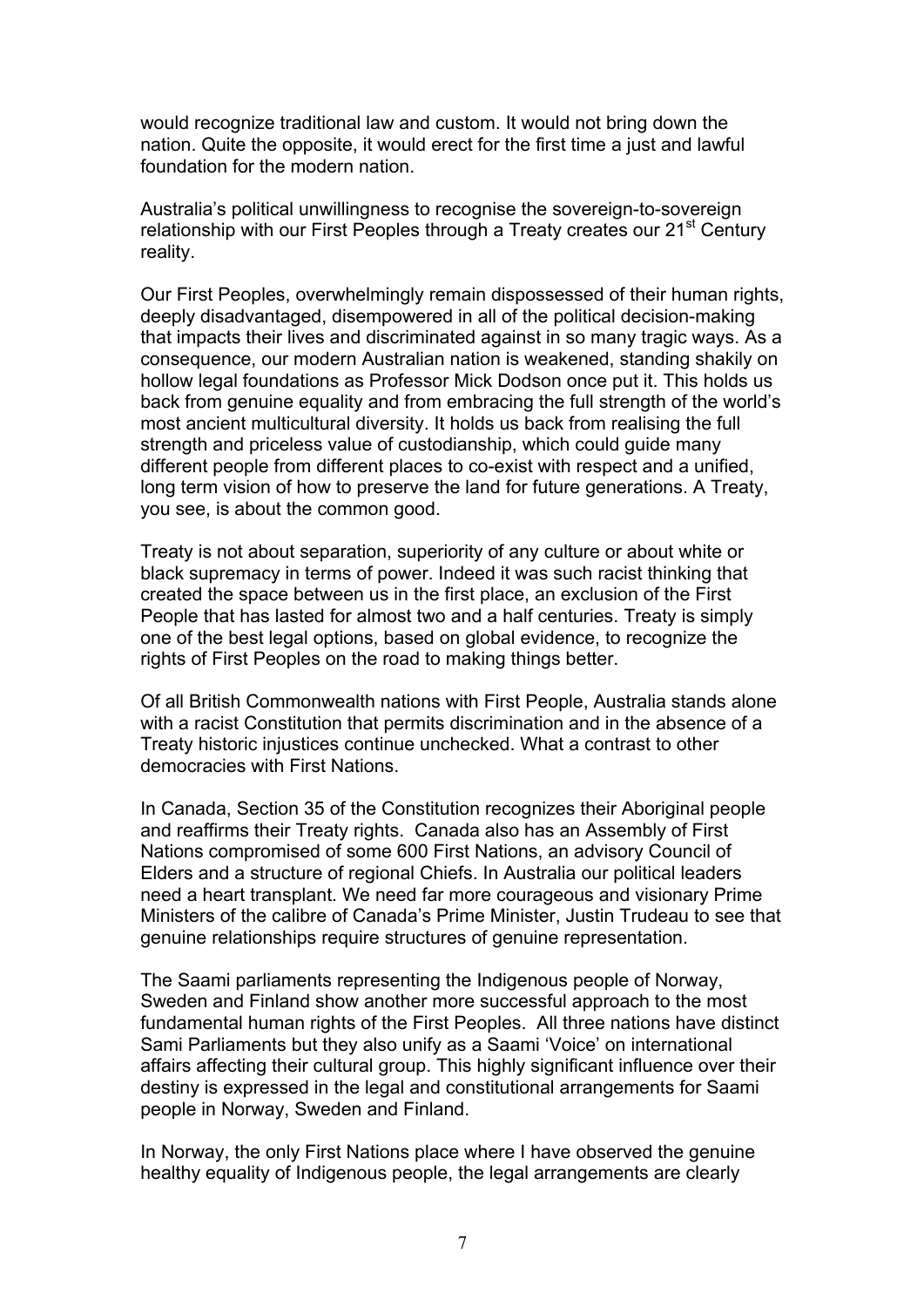would recognize traditional law and custom. It would not bring down the nation. Quite the opposite, it would erect for the first time a just and lawful foundation for the modern nation.

Australia's political unwillingness to recognise the sovereign-to-sovereign relationship with our First Peoples through a Treaty creates our 21st Century reality.

Our First Peoples, overwhelmingly remain dispossessed of their human rights, deeply disadvantaged, disempowered in all of the political decision-making that impacts their lives and discriminated against in so many tragic ways. As a consequence, our modern Australian nation is weakened, standing shakily on hollow legal foundations as Professor Mick Dodson once put it. This holds us back from genuine equality and from embracing the full strength of the world's most ancient multicultural diversity. It holds us back from realising the full strength and priceless value of custodianship, which could guide many different people from different places to co-exist with respect and a unified, long term vision of how to preserve the land for future generations. A Treaty, you see, is about the common good.

Treaty is not about separation, superiority of any culture or about white or black supremacy in terms of power. Indeed it was such racist thinking that created the space between us in the first place, an exclusion of the First People that has lasted for almost two and a half centuries. Treaty is simply one of the best legal options, based on global evidence, to recognize the rights of First Peoples on the road to making things better.

Of all British Commonwealth nations with First People, Australia stands alone with a racist Constitution that permits discrimination and in the absence of a Treaty historic injustices continue unchecked. What a contrast to other democracies with First Nations.

In Canada, Section 35 of the Constitution recognizes their Aboriginal people and reaffirms their Treaty rights. Canada also has an Assembly of First Nations compromised of some 600 First Nations, an advisory Council of Elders and a structure of regional Chiefs. In Australia our political leaders need a heart transplant. We need far more courageous and visionary Prime Ministers of the calibre of Canada's Prime Minister, Justin Trudeau to see that genuine relationships require structures of genuine representation.

The Saami parliaments representing the Indigenous people of Norway, Sweden and Finland show another more successful approach to the most fundamental human rights of the First Peoples. All three nations have distinct Sami Parliaments but they also unify as a Saami 'Voice' on international affairs affecting their cultural group. This highly significant influence over their destiny is expressed in the legal and constitutional arrangements for Saami people in Norway, Sweden and Finland.

In Norway, the only First Nations place where I have observed the genuine healthy equality of Indigenous people, the legal arrangements are clearly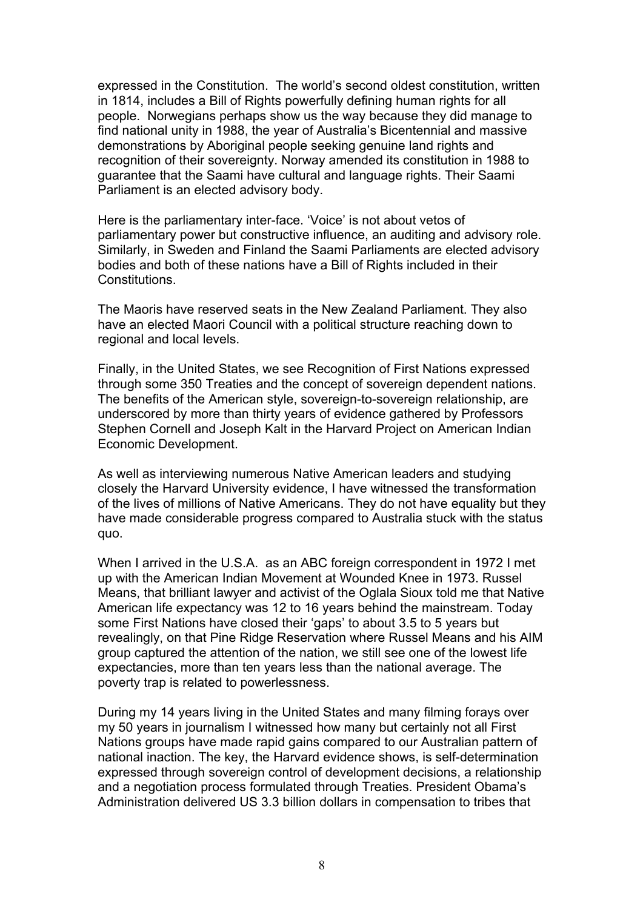expressed in the Constitution. The world's second oldest constitution, written in 1814, includes a Bill of Rights powerfully defining human rights for all people. Norwegians perhaps show us the way because they did manage to find national unity in 1988, the year of Australia's Bicentennial and massive demonstrations by Aboriginal people seeking genuine land rights and recognition of their sovereignty. Norway amended its constitution in 1988 to guarantee that the Saami have cultural and language rights. Their Saami Parliament is an elected advisory body.

Here is the parliamentary inter-face. 'Voice' is not about vetos of parliamentary power but constructive influence, an auditing and advisory role. Similarly, in Sweden and Finland the Saami Parliaments are elected advisory bodies and both of these nations have a Bill of Rights included in their Constitutions.

The Maoris have reserved seats in the New Zealand Parliament. They also have an elected Maori Council with a political structure reaching down to regional and local levels.

Finally, in the United States, we see Recognition of First Nations expressed through some 350 Treaties and the concept of sovereign dependent nations. The benefits of the American style, sovereign-to-sovereign relationship, are underscored by more than thirty years of evidence gathered by Professors Stephen Cornell and Joseph Kalt in the Harvard Project on American Indian Economic Development.

As well as interviewing numerous Native American leaders and studying closely the Harvard University evidence, I have witnessed the transformation of the lives of millions of Native Americans. They do not have equality but they have made considerable progress compared to Australia stuck with the status quo.

When I arrived in the U.S.A. as an ABC foreign correspondent in 1972 I met up with the American Indian Movement at Wounded Knee in 1973. Russel Means, that brilliant lawyer and activist of the Oglala Sioux told me that Native American life expectancy was 12 to 16 years behind the mainstream. Today some First Nations have closed their 'gaps' to about 3.5 to 5 years but revealingly, on that Pine Ridge Reservation where Russel Means and his AIM group captured the attention of the nation, we still see one of the lowest life expectancies, more than ten years less than the national average. The poverty trap is related to powerlessness.

During my 14 years living in the United States and many filming forays over my 50 years in journalism I witnessed how many but certainly not all First Nations groups have made rapid gains compared to our Australian pattern of national inaction. The key, the Harvard evidence shows, is self-determination expressed through sovereign control of development decisions, a relationship and a negotiation process formulated through Treaties. President Obama's Administration delivered US 3.3 billion dollars in compensation to tribes that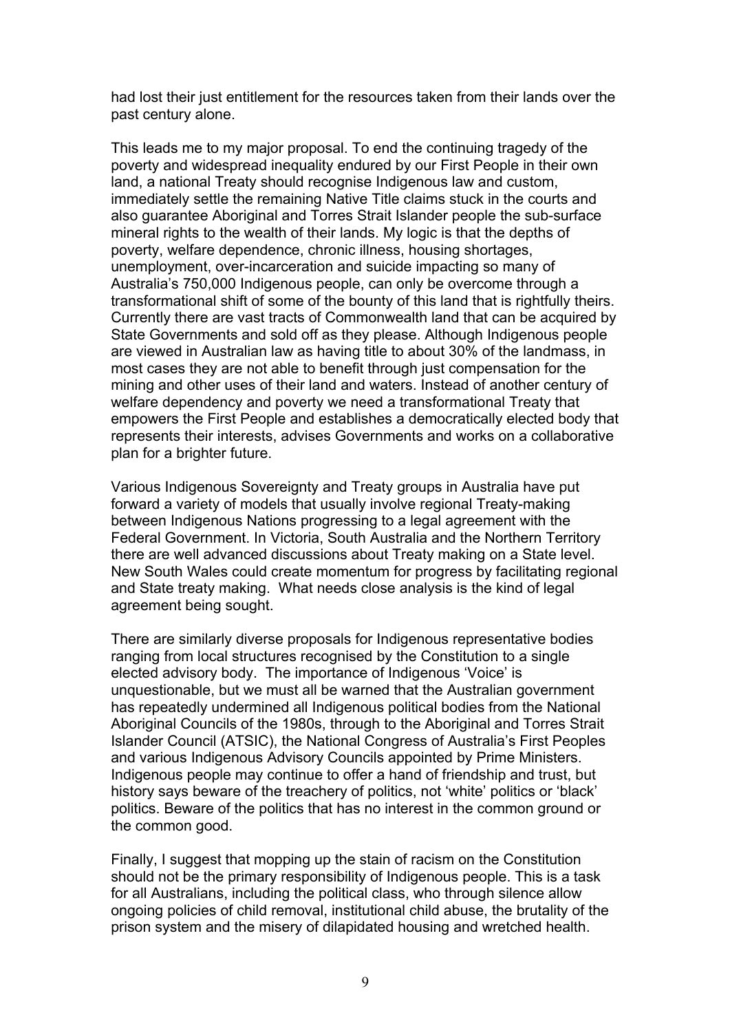had lost their just entitlement for the resources taken from their lands over the past century alone.

This leads me to my major proposal. To end the continuing tragedy of the poverty and widespread inequality endured by our First People in their own land, a national Treaty should recognise Indigenous law and custom, immediately settle the remaining Native Title claims stuck in the courts and also guarantee Aboriginal and Torres Strait Islander people the sub-surface mineral rights to the wealth of their lands. My logic is that the depths of poverty, welfare dependence, chronic illness, housing shortages, unemployment, over-incarceration and suicide impacting so many of Australia's 750,000 Indigenous people, can only be overcome through a transformational shift of some of the bounty of this land that is rightfully theirs. Currently there are vast tracts of Commonwealth land that can be acquired by State Governments and sold off as they please. Although Indigenous people are viewed in Australian law as having title to about 30% of the landmass, in most cases they are not able to benefit through just compensation for the mining and other uses of their land and waters. Instead of another century of welfare dependency and poverty we need a transformational Treaty that empowers the First People and establishes a democratically elected body that represents their interests, advises Governments and works on a collaborative plan for a brighter future.

Various Indigenous Sovereignty and Treaty groups in Australia have put forward a variety of models that usually involve regional Treaty-making between Indigenous Nations progressing to a legal agreement with the Federal Government. In Victoria, South Australia and the Northern Territory there are well advanced discussions about Treaty making on a State level. New South Wales could create momentum for progress by facilitating regional and State treaty making. What needs close analysis is the kind of legal agreement being sought.

There are similarly diverse proposals for Indigenous representative bodies ranging from local structures recognised by the Constitution to a single elected advisory body. The importance of Indigenous 'Voice' is unquestionable, but we must all be warned that the Australian government has repeatedly undermined all Indigenous political bodies from the National Aboriginal Councils of the 1980s, through to the Aboriginal and Torres Strait Islander Council (ATSIC), the National Congress of Australia's First Peoples and various Indigenous Advisory Councils appointed by Prime Ministers. Indigenous people may continue to offer a hand of friendship and trust, but history says beware of the treachery of politics, not 'white' politics or 'black' politics. Beware of the politics that has no interest in the common ground or the common good.

Finally, I suggest that mopping up the stain of racism on the Constitution should not be the primary responsibility of Indigenous people. This is a task for all Australians, including the political class, who through silence allow ongoing policies of child removal, institutional child abuse, the brutality of the prison system and the misery of dilapidated housing and wretched health.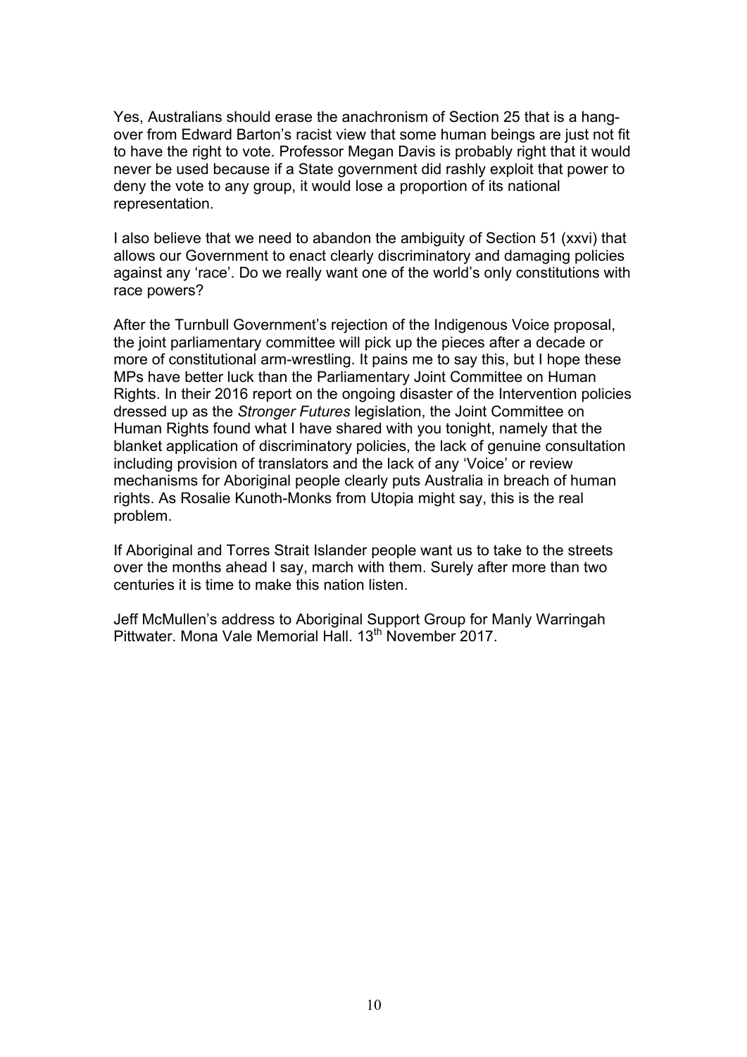Yes, Australians should erase the anachronism of Section 25 that is a hang-over from Edward Barton's racist view that some human beings are just not fit to have the right to vote. Professor Megan Davis is probably right that it would never be used because if a State government did rashly exploit that power to deny the vote to any group, it would lose a proportion of its national representation.

I also believe that we need to abandon the ambiguity of Section 51 (xxvi) that allows our Government to enact clearly discriminatory and damaging policies against any 'race'. Do we really want one of the world's only constitutions with race powers?

After the Turnbull Government's rejection of the Indigenous Voice proposal, the joint parliamentary committee will pick up the pieces after a decade or more of constitutional arm-wrestling. It pains me to say this, but I hope these MPs have better luck than the Parliamentary Joint Committee on Human Rights. In their 2016 report on the ongoing disaster of the Intervention policies dressed up as the *Stronger Futures* legislation, the Joint Committee on Human Rights found what I have shared with you tonight, namely that the blanket application of discriminatory policies, the lack of genuine consultation including provision of translators and the lack of any 'Voice' or review mechanisms for Aboriginal people clearly puts Australia in breach of human rights. As Rosalie Kunoth-Monks from Utopia might say, this is the real problem.

If Aboriginal and Torres Strait Islander people want us to take to the streets over the months ahead I say, march with them. Surely after more than two centuries it is time to make this nation listen.

Jeff McMullen's address to Aboriginal Support Group for Manly Warringah Pittwater. Mona Vale Memorial Hall. 13th November 2017.